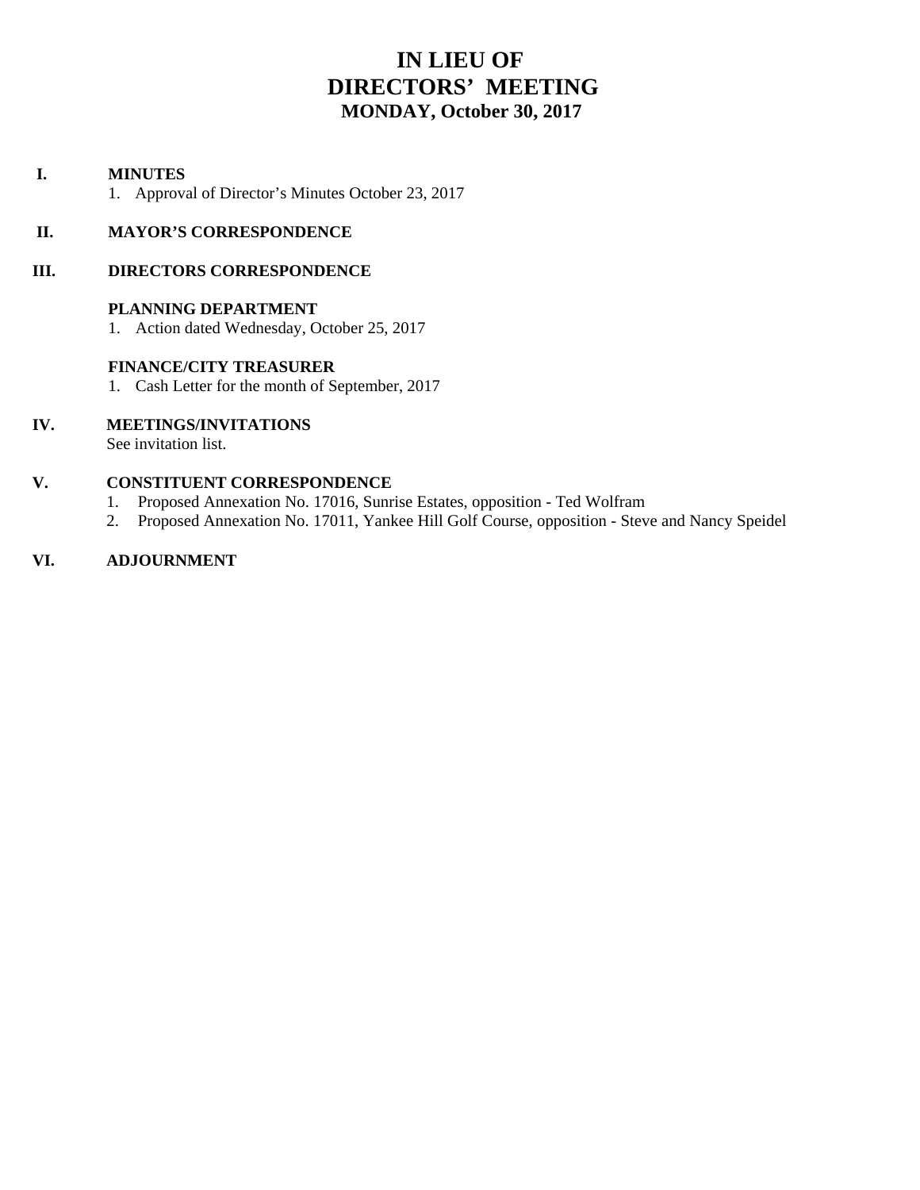# IN LIEU OF
# DIRECTORS' MEETING
## MONDAY, October 30, 2017

**I. MINUTES**

1. Approval of Director's Minutes October 23, 2017

**II. MAYOR'S CORRESPONDENCE**

**III. DIRECTORS CORRESPONDENCE**

**PLANNING DEPARTMENT**

1. Action dated Wednesday, October 25, 2017

**FINANCE/CITY TREASURER**

1. Cash Letter for the month of September, 2017

**IV. MEETINGS/INVITATIONS**

See invitation list.

**V. CONSTITUENT CORRESPONDENCE**

1. Proposed Annexation No. 17016, Sunrise Estates, opposition - Ted Wolfram
2. Proposed Annexation No. 17011, Yankee Hill Golf Course, opposition - Steve and Nancy Speidel

**VI. ADJOURNMENT**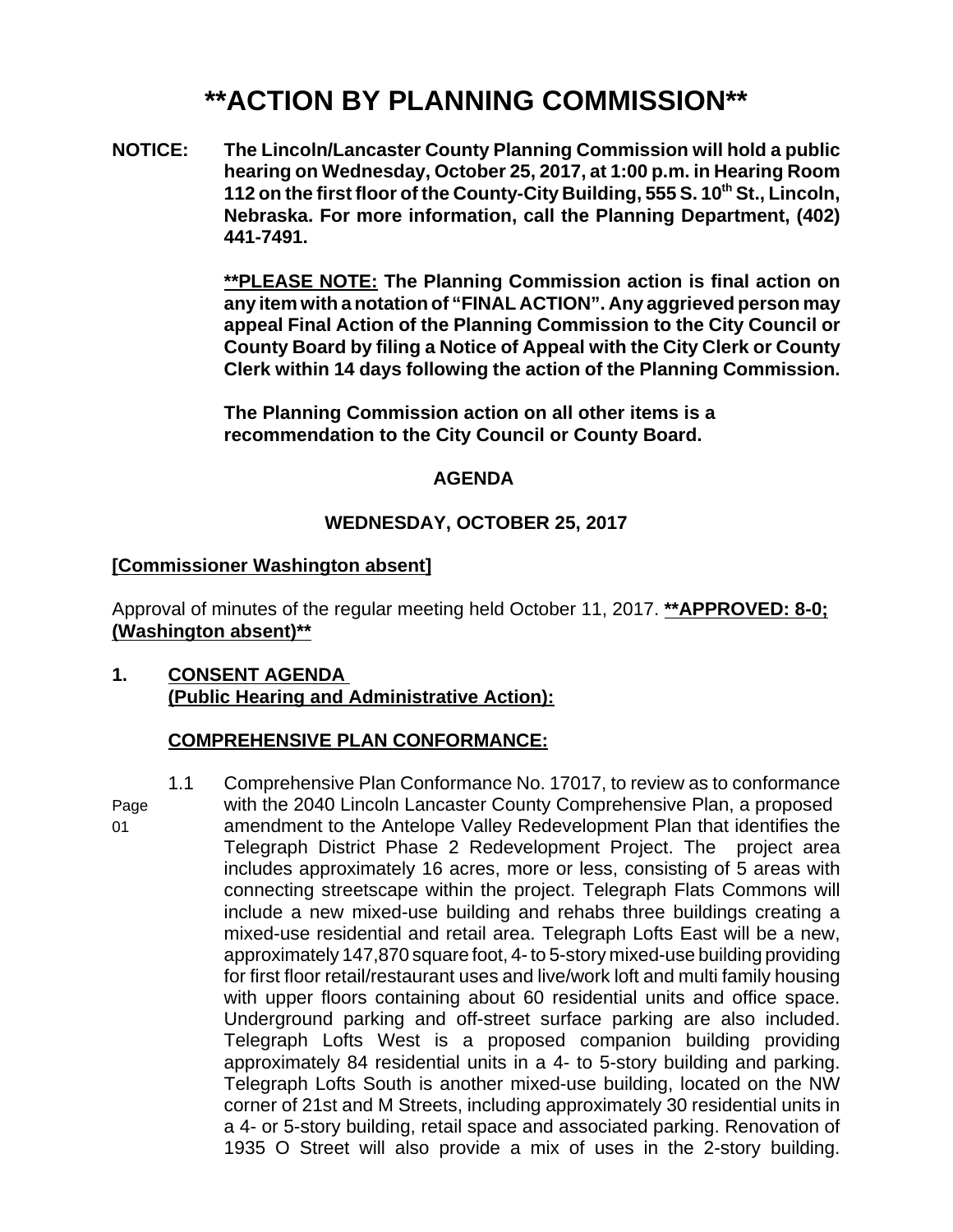# **ACTION BY PLANNING COMMISSION**

**NOTICE:** **The Lincoln/Lancaster County Planning Commission will hold a public hearing on Wednesday, October 25, 2017, at 1:00 p.m. in Hearing Room 112 on the first floor of the County-City Building, 555 S. 10th St., Lincoln, Nebraska. For more information, call the Planning Department, (402) 441-7491.**

**<u>**PLEASE NOTE:</u> The Planning Commission action is final action on any item with a notation of "FINAL ACTION". Any aggrieved person may appeal Final Action of the Planning Commission to the City Council or County Board by filing a Notice of Appeal with the City Clerk or County Clerk within 14 days following the action of the Planning Commission.**

**The Planning Commission action on all other items is a recommendation to the City Council or County Board.**

**AGENDA**

**WEDNESDAY, OCTOBER 25, 2017**

**<u>[Commissioner Washington absent]</u>**

Approval of minutes of the regular meeting held October 11, 2017. **<u>**APPROVED: 8-0; (Washington absent)**</u>**

**1. <u>CONSENT AGENDA</u>**
**<u>(Public Hearing and Administrative Action):</u>**

**<u>COMPREHENSIVE PLAN CONFORMANCE:</u>**

Page 01

1.1 Comprehensive Plan Conformance No. 17017, to review as to conformance with the 2040 Lincoln Lancaster County Comprehensive Plan, a proposed amendment to the Antelope Valley Redevelopment Plan that identifies the Telegraph District Phase 2 Redevelopment Project. The project area includes approximately 16 acres, more or less, consisting of 5 areas with connecting streetscape within the project. Telegraph Flats Commons will include a new mixed-use building and rehabs three buildings creating a mixed-use residential and retail area. Telegraph Lofts East will be a new, approximately 147,870 square foot, 4- to 5-story mixed-use building providing for first floor retail/restaurant uses and live/work loft and multi family housing with upper floors containing about 60 residential units and office space. Underground parking and off-street surface parking are also included. Telegraph Lofts West is a proposed companion building providing approximately 84 residential units in a 4- to 5-story building and parking. Telegraph Lofts South is another mixed-use building, located on the NW corner of 21st and M Streets, including approximately 30 residential units in a 4- or 5-story building, retail space and associated parking. Renovation of 1935 O Street will also provide a mix of uses in the 2-story building.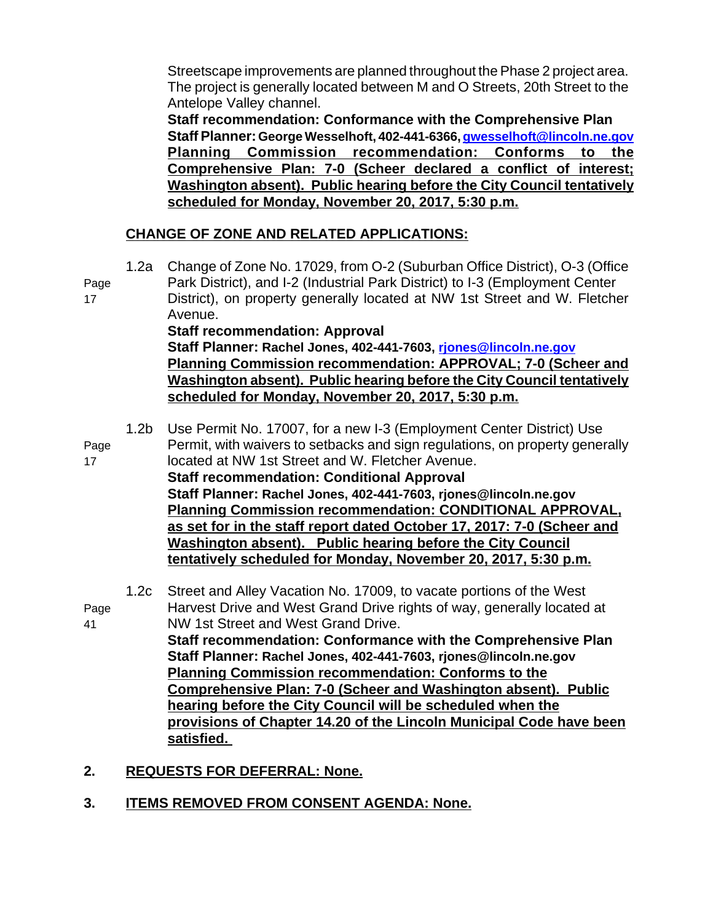Streetscape improvements are planned throughout the Phase 2 project area. The project is generally located between M and O Streets, 20th Street to the Antelope Valley channel.
**Staff recommendation: Conformance with the Comprehensive Plan**
**Staff Planner: George Wesselhoft, 402-441-6366, gwesselhoft@lincoln.ne.gov**
**Planning Commission recommendation: Conforms to the Comprehensive Plan: 7-0 (Scheer declared a conflict of interest; Washington absent). Public hearing before the City Council tentatively scheduled for Monday, November 20, 2017, 5:30 p.m.**

**CHANGE OF ZONE AND RELATED APPLICATIONS:**

1.2a Change of Zone No. 17029, from O-2 (Suburban Office District), O-3 (Office Park District), and I-2 (Industrial Park District) to I-3 (Employment Center District), on property generally located at NW 1st Street and W. Fletcher Avenue. (Page 17)
**Staff recommendation: Approval**
**Staff Planner: Rachel Jones, 402-441-7603, rjones@lincoln.ne.gov**
**Planning Commission recommendation: APPROVAL; 7-0 (Scheer and Washington absent). Public hearing before the City Council tentatively scheduled for Monday, November 20, 2017, 5:30 p.m.**

1.2b Use Permit No. 17007, for a new I-3 (Employment Center District) Use Permit, with waivers to setbacks and sign regulations, on property generally located at NW 1st Street and W. Fletcher Avenue. (Page 17)
**Staff recommendation: Conditional Approval**
**Staff Planner: Rachel Jones, 402-441-7603, rjones@lincoln.ne.gov**
**Planning Commission recommendation: CONDITIONAL APPROVAL, as set for in the staff report dated October 17, 2017: 7-0 (Scheer and Washington absent). Public hearing before the City Council tentatively scheduled for Monday, November 20, 2017, 5:30 p.m.**

1.2c Street and Alley Vacation No. 17009, to vacate portions of the West Harvest Drive and West Grand Drive rights of way, generally located at NW 1st Street and West Grand Drive. (Page 41)
**Staff recommendation: Conformance with the Comprehensive Plan**
**Staff Planner: Rachel Jones, 402-441-7603, rjones@lincoln.ne.gov**
**Planning Commission recommendation: Conforms to the Comprehensive Plan: 7-0 (Scheer and Washington absent). Public hearing before the City Council will be scheduled when the provisions of Chapter 14.20 of the Lincoln Municipal Code have been satisfied.**

**2. REQUESTS FOR DEFERRAL: None.**

**3. ITEMS REMOVED FROM CONSENT AGENDA: None.**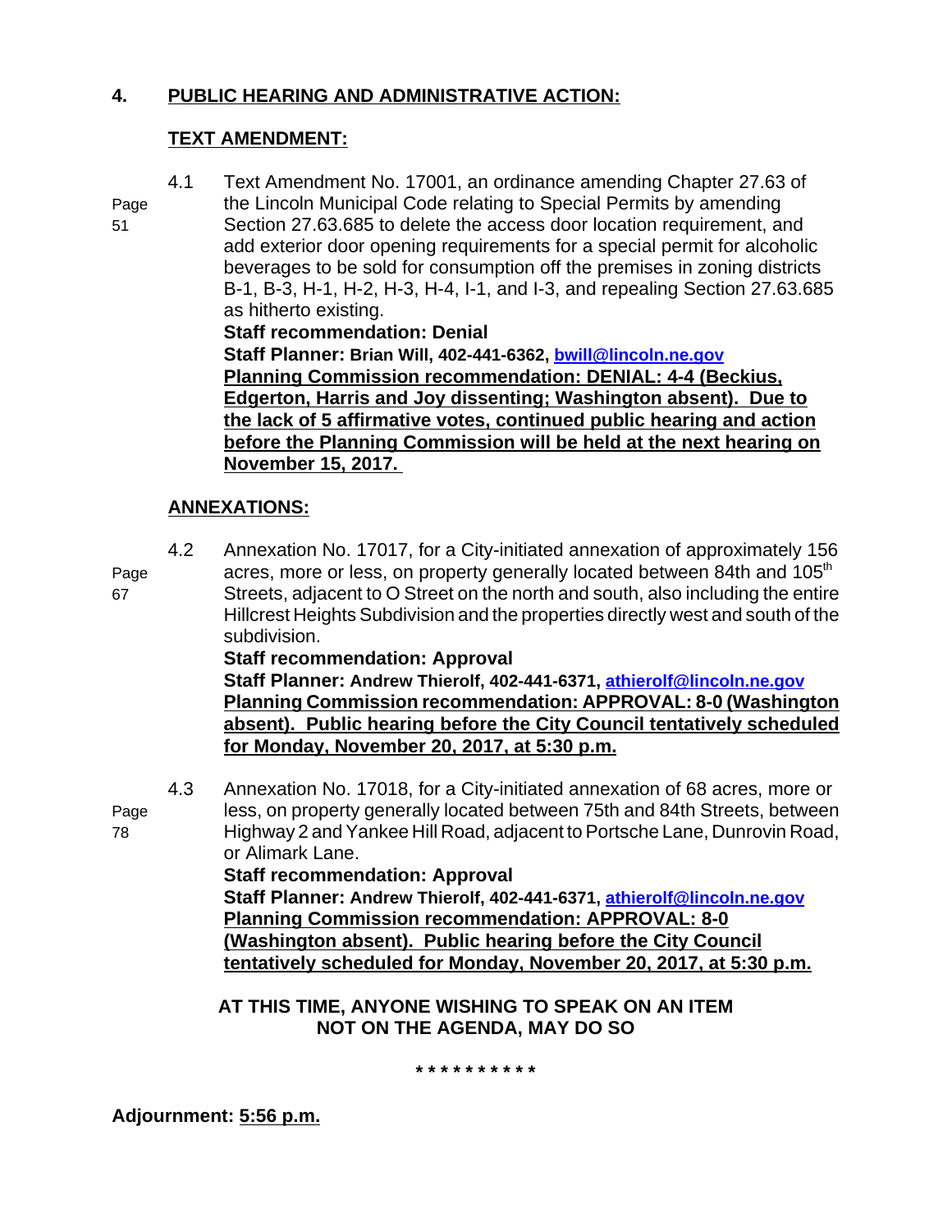## 4. PUBLIC HEARING AND ADMINISTRATIVE ACTION:

### TEXT AMENDMENT:

4.1 Text Amendment No. 17001, an ordinance amending Chapter 27.63 of the Lincoln Municipal Code relating to Special Permits by amending Section 27.63.685 to delete the access door location requirement, and add exterior door opening requirements for a special permit for alcoholic beverages to be sold for consumption off the premises in zoning districts B-1, B-3, H-1, H-2, H-3, H-4, I-1, and I-3, and repealing Section 27.63.685 as hitherto existing.

Page 51

**Staff recommendation: Denial**
**Staff Planner: Brian Will, 402-441-6362, bwill@lincoln.ne.gov**
**Planning Commission recommendation: DENIAL: 4-4 (Beckius, Edgerton, Harris and Joy dissenting; Washington absent). Due to the lack of 5 affirmative votes, continued public hearing and action before the Planning Commission will be held at the next hearing on November 15, 2017.**

### ANNEXATIONS:

4.2 Annexation No. 17017, for a City-initiated annexation of approximately 156 acres, more or less, on property generally located between 84th and 105th Streets, adjacent to O Street on the north and south, also including the entire Hillcrest Heights Subdivision and the properties directly west and south of the subdivision.

Page 67

**Staff recommendation: Approval**
**Staff Planner: Andrew Thierolf, 402-441-6371, athierolf@lincoln.ne.gov**
**Planning Commission recommendation: APPROVAL: 8-0 (Washington absent). Public hearing before the City Council tentatively scheduled for Monday, November 20, 2017, at 5:30 p.m.**

4.3 Annexation No. 17018, for a City-initiated annexation of 68 acres, more or less, on property generally located between 75th and 84th Streets, between Highway 2 and Yankee Hill Road, adjacent to Portsche Lane, Dunrovin Road, or Alimark Lane.

Page 78

**Staff recommendation: Approval**
**Staff Planner: Andrew Thierolf, 402-441-6371, athierolf@lincoln.ne.gov**
**Planning Commission recommendation: APPROVAL: 8-0 (Washington absent). Public hearing before the City Council tentatively scheduled for Monday, November 20, 2017, at 5:30 p.m.**

**AT THIS TIME, ANYONE WISHING TO SPEAK ON AN ITEM NOT ON THE AGENDA, MAY DO SO**

* * * * * * * * * *

**Adjournment: 5:56 p.m.**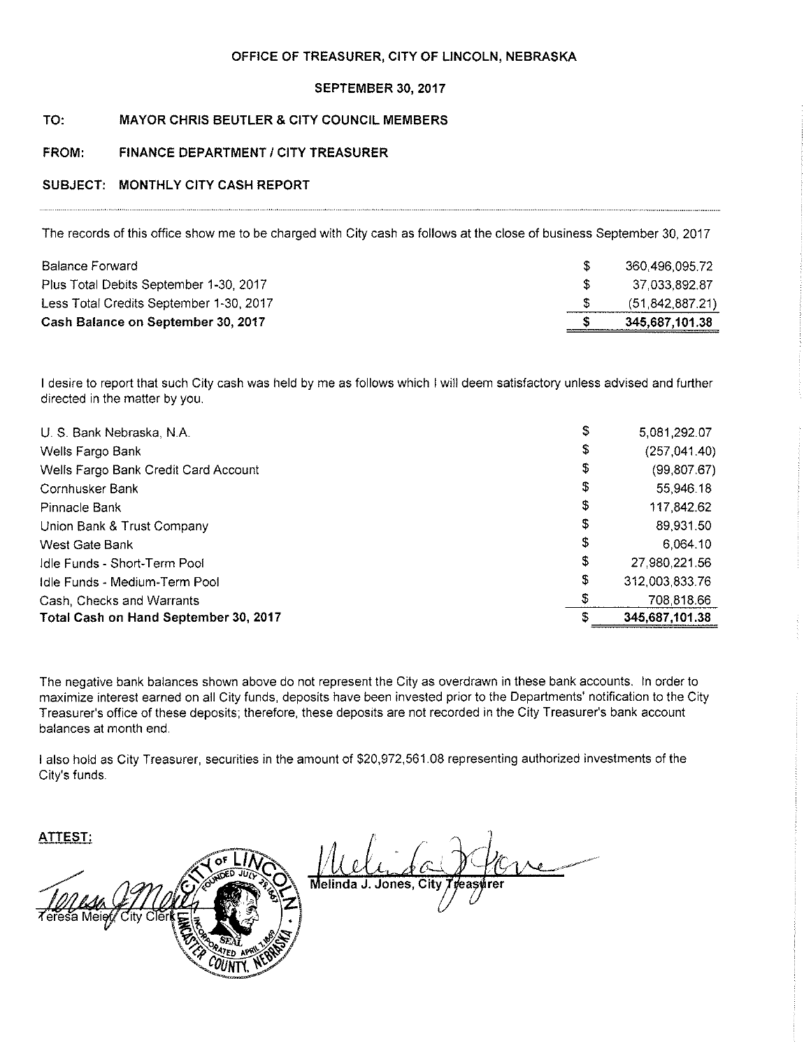**OFFICE OF TREASURER, CITY OF LINCOLN, NEBRASKA**

**SEPTEMBER 30, 2017**

**TO:** MAYOR CHRIS BEUTLER & CITY COUNCIL MEMBERS

**FROM:** FINANCE DEPARTMENT / CITY TREASURER

**SUBJECT:** MONTHLY CITY CASH REPORT

---

The records of this office show me to be charged with City cash as follows at the close of business September 30, 2017

| | | |
|---|---|---|
| Balance Forward | $ | 360,496,095.72 |
| Plus Total Debits September 1-30, 2017 | $ | 37,033,892.87 |
| Less Total Credits September 1-30, 2017 | $ | (51,842,887.21) |
| **Cash Balance on September 30, 2017** | **$** | **345,687,101.38** |

I desire to report that such City cash was held by me as follows which I will deem satisfactory unless advised and further directed in the matter by you.

| | | |
|---|---|---|
| U. S. Bank Nebraska, N.A. | $ | 5,081,292.07 |
| Wells Fargo Bank | $ | (257,041.40) |
| Wells Fargo Bank Credit Card Account | $ | (99,807.67) |
| Cornhusker Bank | $ | 55,946.18 |
| Pinnacle Bank | $ | 117,842.62 |
| Union Bank & Trust Company | $ | 89,931.50 |
| West Gate Bank | $ | 6,064.10 |
| Idle Funds - Short-Term Pool | $ | 27,980,221.56 |
| Idle Funds - Medium-Term Pool | $ | 312,003,833.76 |
| Cash, Checks and Warrants | $ | 708,818.66 |
| **Total Cash on Hand September 30, 2017** | **$** | **345,687,101.38** |

The negative bank balances shown above do not represent the City as overdrawn in these bank accounts. In order to maximize interest earned on all City funds, deposits have been invested prior to the Departments' notification to the City Treasurer's office of these deposits; therefore, these deposits are not recorded in the City Treasurer's bank account balances at month end.

I also hold as City Treasurer, securities in the amount of $20,972,561.08 representing authorized investments of the City's funds.

**ATTEST:**

Teresa Meier, City Clerk

Melinda J. Jones, City Treasurer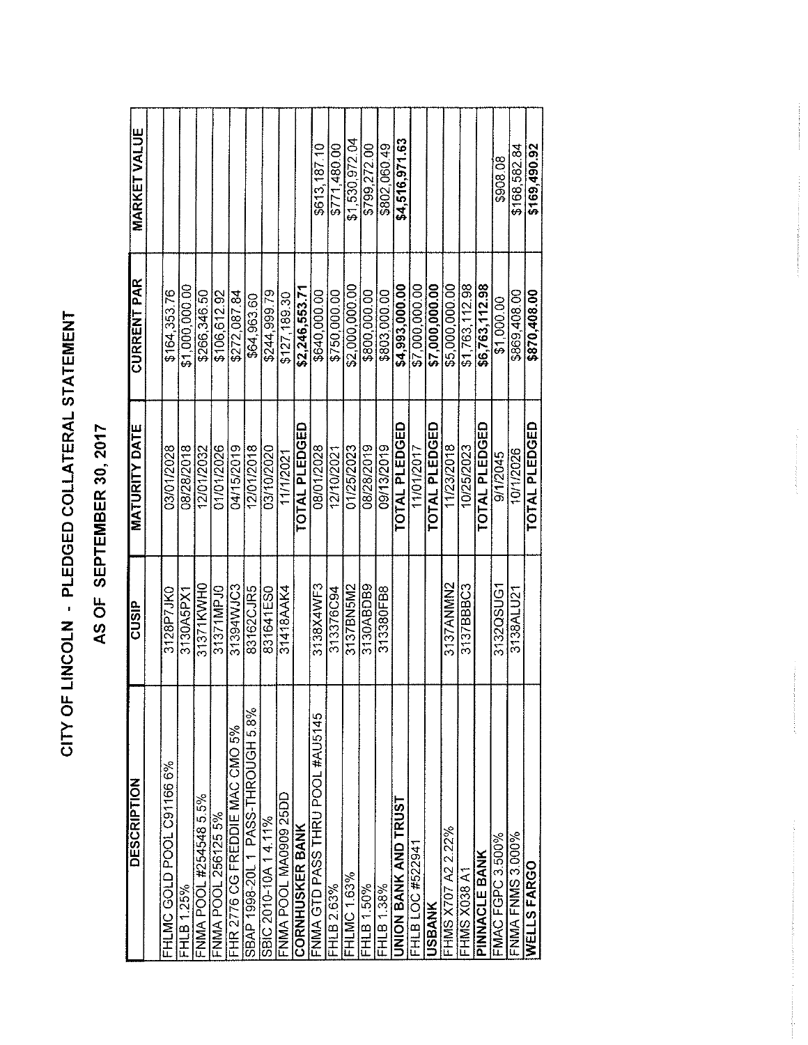# CITY OF LINCOLN - PLEDGED COLLATERAL STATEMENT

## AS OF SEPTEMBER 30, 2017

| DESCRIPTION | CUSIP | MATURITY DATE | CURRENT PAR | MARKET VALUE |
|---|---|---|---|---|
| | | | | |
| FHLMC GOLD POOL C91166 6% | 3128P7JK0 | 03/01/2028 | $164,353.76 | |
| FHLB 1.25% | 3130A5PX1 | 08/28/2018 | $1,000,000.00 | |
| FNMA POOL #254548 5.5% | 31371KWH0 | 12/01/2032 | $266,346.50 | |
| FNMA POOL 256125 5% | 31371MPJ0 | 01/01/2026 | $106,612.92 | |
| FHR 2776 CG FREDDIE MAC CMO 5% | 31394WJC3 | 04/15/2019 | $272,087.84 | |
| SBAP 1998-20L 1 PASS-THROUGH 5.8% | 83162CJR5 | 12/01/2018 | $64,963.60 | |
| SBIC 2010-10A 1 4.11% | 831641ES0 | 03/10/2020 | $244,999.79 | |
| FNMA POOL MA0909 25DD | 31418AAK4 | 11/1/2021 | $127,189.30 | |
| **CORNHUSKER BANK** | | **TOTAL PLEDGED** | **$2,246,553.71** | |
| FNMA GTD PASS THRU POOL #AU5145 | 3138X4WF3 | 08/01/2028 | $640,000.00 | $613,187.10 |
| FHLB 2.63% | 313376C94 | 12/10/2021 | $750,000.00 | $771,480.00 |
| FHLMC 1.63% | 3137BN5M2 | 01/25/2023 | $2,000,000.00 | $1,530,972.04 |
| FHLB 1.50% | 3130ABDB9 | 08/28/2019 | $800,000.00 | $799,272.00 |
| FHLB 1.38% | 313380FB8 | 09/13/2019 | $803,000.00 | $802,060.49 |
| **UNION BANK AND TRUST** | | **TOTAL PLEDGED** | **$4,993,000.00** | **$4,516,971.63** |
| FHLB LOC #522941 | | 11/01/2017 | $7,000,000.00 | |
| **USBANK** | | **TOTAL PLEDGED** | **$7,000,000.00** | |
| FHMS X707 A2 2.22% | 3137ANMN2 | 11/23/2018 | $5,000,000.00 | |
| FHMS X038 A1 | 3137BBBC3 | 10/25/2023 | $1,763,112.98 | |
| **PINNACLE BANK** | | **TOTAL PLEDGED** | **$6,763,112.98** | |
| FMAC FGPC 3.500% | 3132QSUG1 | 9/1/2045 | $1,000.00 | $908.08 |
| FNMA FNMS 3.000% | 3138ALU21 | 10/1/2026 | $869,408.00 | $168,582.84 |
| **WELLS FARGO** | | **TOTAL PLEDGED** | **$870,408.00** | **$169,490.92** |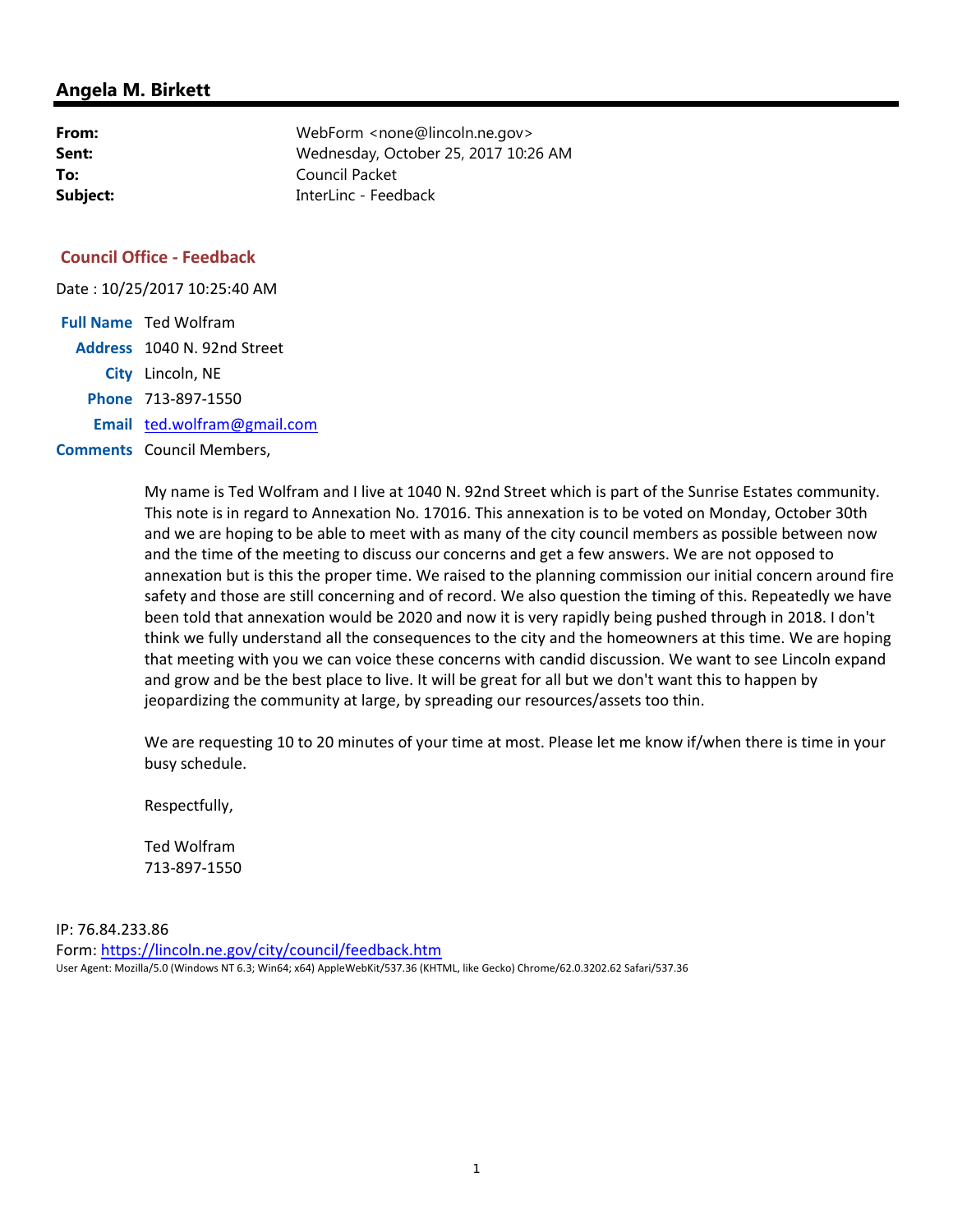## Angela M. Birkett

**From:** WebForm <none@lincoln.ne.gov>
**Sent:** Wednesday, October 25, 2017 10:26 AM
**To:** Council Packet
**Subject:** InterLinc - Feedback

### Council Office - Feedback

Date : 10/25/2017 10:25:40 AM

**Full Name** Ted Wolfram
**Address** 1040 N. 92nd Street
**City** Lincoln, NE
**Phone** 713-897-1550
**Email** ted.wolfram@gmail.com
**Comments** Council Members,

My name is Ted Wolfram and I live at 1040 N. 92nd Street which is part of the Sunrise Estates community. This note is in regard to Annexation No. 17016. This annexation is to be voted on Monday, October 30th and we are hoping to be able to meet with as many of the city council members as possible between now and the time of the meeting to discuss our concerns and get a few answers. We are not opposed to annexation but is this the proper time. We raised to the planning commission our initial concern around fire safety and those are still concerning and of record. We also question the timing of this. Repeatedly we have been told that annexation would be 2020 and now it is very rapidly being pushed through in 2018. I don't think we fully understand all the consequences to the city and the homeowners at this time. We are hoping that meeting with you we can voice these concerns with candid discussion. We want to see Lincoln expand and grow and be the best place to live. It will be great for all but we don't want this to happen by jeopardizing the community at large, by spreading our resources/assets too thin.

We are requesting 10 to 20 minutes of your time at most. Please let me know if/when there is time in your busy schedule.

Respectfully,

Ted Wolfram
713-897-1550

IP: 76.84.233.86
Form: https://lincoln.ne.gov/city/council/feedback.htm
User Agent: Mozilla/5.0 (Windows NT 6.3; Win64; x64) AppleWebKit/537.36 (KHTML, like Gecko) Chrome/62.0.3202.62 Safari/537.36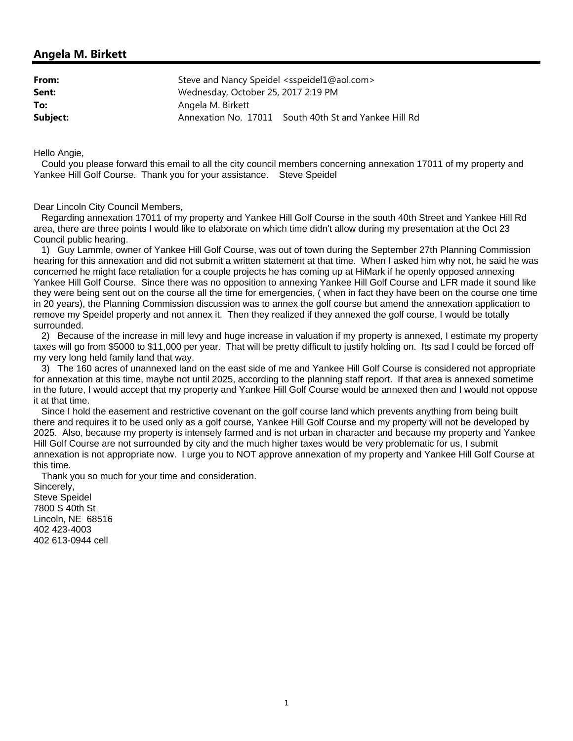## Angela M. Birkett

**From:** Steve and Nancy Speidel <sspeidel1@aol.com>
**Sent:** Wednesday, October 25, 2017 2:19 PM
**To:** Angela M. Birkett
**Subject:** Annexation No. 17011 South 40th St and Yankee Hill Rd

Hello Angie,

Could you please forward this email to all the city council members concerning annexation 17011 of my property and Yankee Hill Golf Course. Thank you for your assistance. Steve Speidel

Dear Lincoln City Council Members,

Regarding annexation 17011 of my property and Yankee Hill Golf Course in the south 40th Street and Yankee Hill Rd area, there are three points I would like to elaborate on which time didn't allow during my presentation at the Oct 23 Council public hearing.

1) Guy Lammle, owner of Yankee Hill Golf Course, was out of town during the September 27th Planning Commission hearing for this annexation and did not submit a written statement at that time. When I asked him why not, he said he was concerned he might face retaliation for a couple projects he has coming up at HiMark if he openly opposed annexing Yankee Hill Golf Course. Since there was no opposition to annexing Yankee Hill Golf Course and LFR made it sound like they were being sent out on the course all the time for emergencies, ( when in fact they have been on the course one time in 20 years), the Planning Commission discussion was to annex the golf course but amend the annexation application to remove my Speidel property and not annex it. Then they realized if they annexed the golf course, I would be totally surrounded.

2) Because of the increase in mill levy and huge increase in valuation if my property is annexed, I estimate my property taxes will go from $5000 to $11,000 per year. That will be pretty difficult to justify holding on. Its sad I could be forced off my very long held family land that way.

3) The 160 acres of unannexed land on the east side of me and Yankee Hill Golf Course is considered not appropriate for annexation at this time, maybe not until 2025, according to the planning staff report. If that area is annexed sometime in the future, I would accept that my property and Yankee Hill Golf Course would be annexed then and I would not oppose it at that time.

Since I hold the easement and restrictive covenant on the golf course land which prevents anything from being built there and requires it to be used only as a golf course, Yankee Hill Golf Course and my property will not be developed by 2025. Also, because my property is intensely farmed and is not urban in character and because my property and Yankee Hill Golf Course are not surrounded by city and the much higher taxes would be very problematic for us, I submit annexation is not appropriate now. I urge you to NOT approve annexation of my property and Yankee Hill Golf Course at this time.

Thank you so much for your time and consideration.

Sincerely,
Steve Speidel
7800 S 40th St
Lincoln, NE 68516
402 423-4003
402 613-0944 cell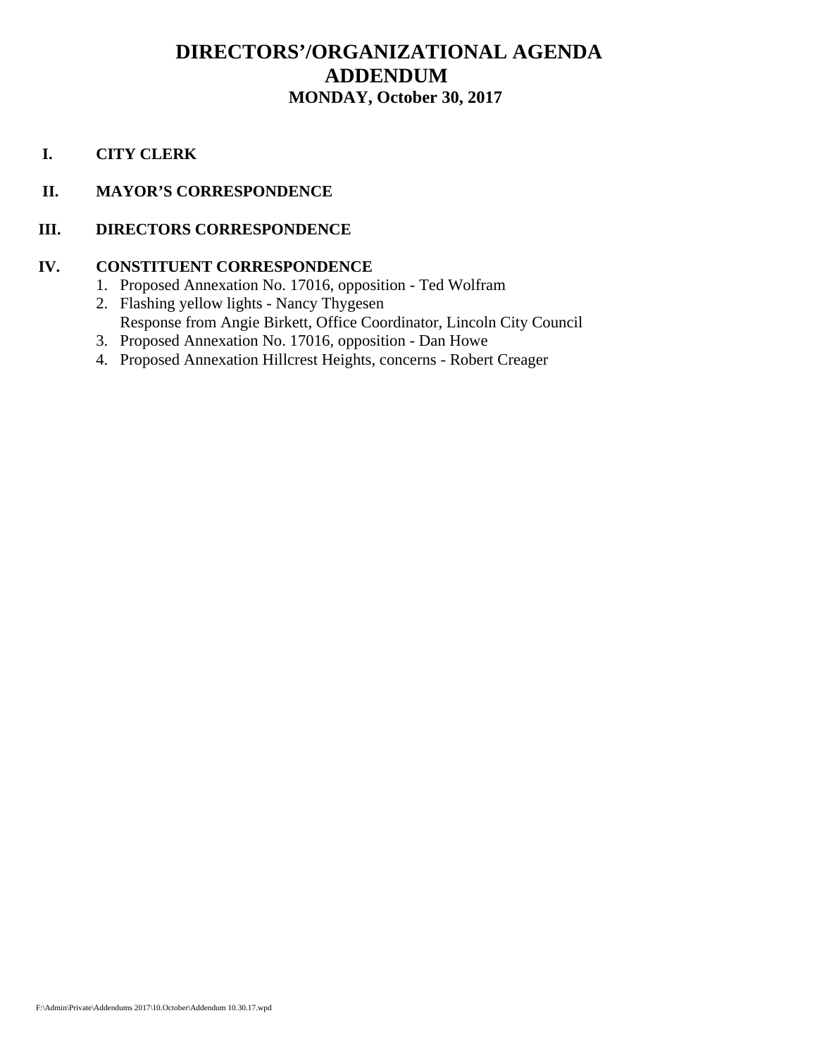# DIRECTORS'/ORGANIZATIONAL AGENDA
# ADDENDUM
## MONDAY, October 30, 2017

**I. CITY CLERK**

**II. MAYOR'S CORRESPONDENCE**

**III. DIRECTORS CORRESPONDENCE**

**IV. CONSTITUENT CORRESPONDENCE**

1. Proposed Annexation No. 17016, opposition - Ted Wolfram
2. Flashing yellow lights - Nancy Thygesen
   Response from Angie Birkett, Office Coordinator, Lincoln City Council
3. Proposed Annexation No. 17016, opposition - Dan Howe
4. Proposed Annexation Hillcrest Heights, concerns - Robert Creager

F:\Admin\Private\Addendums 2017\10.October\Addendum 10.30.17.wpd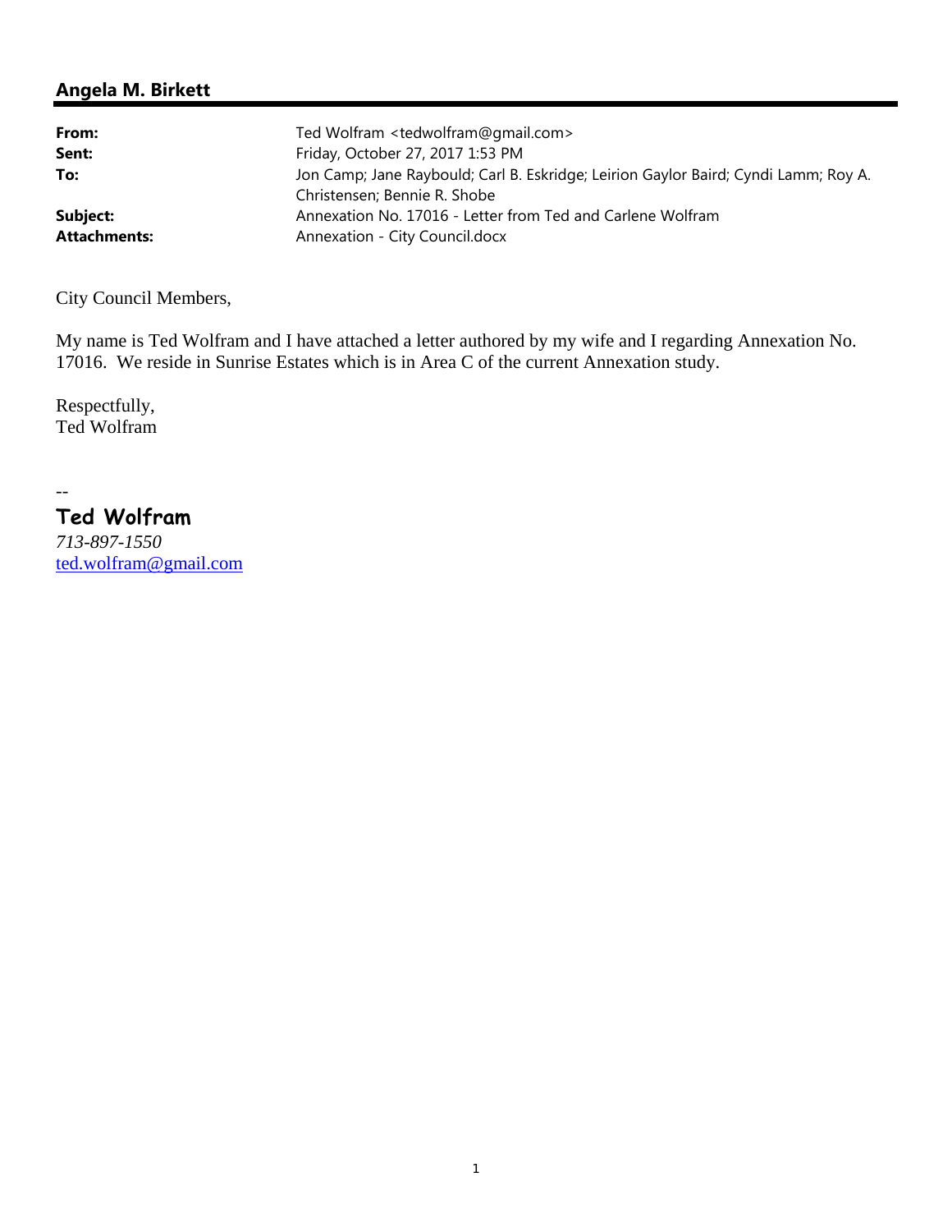## Angela M. Birkett

| | |
|---|---|
| **From:** | Ted Wolfram <tedwolfram@gmail.com> |
| **Sent:** | Friday, October 27, 2017 1:53 PM |
| **To:** | Jon Camp; Jane Raybould; Carl B. Eskridge; Leirion Gaylor Baird; Cyndi Lamm; Roy A. Christensen; Bennie R. Shobe |
| **Subject:** | Annexation No. 17016 - Letter from Ted and Carlene Wolfram |
| **Attachments:** | Annexation - City Council.docx |

City Council Members,

My name is Ted Wolfram and I have attached a letter authored by my wife and I regarding Annexation No. 17016. We reside in Sunrise Estates which is in Area C of the current Annexation study.

Respectfully,
Ted Wolfram

--
**Ted Wolfram**
*713-897-1550*
ted.wolfram@gmail.com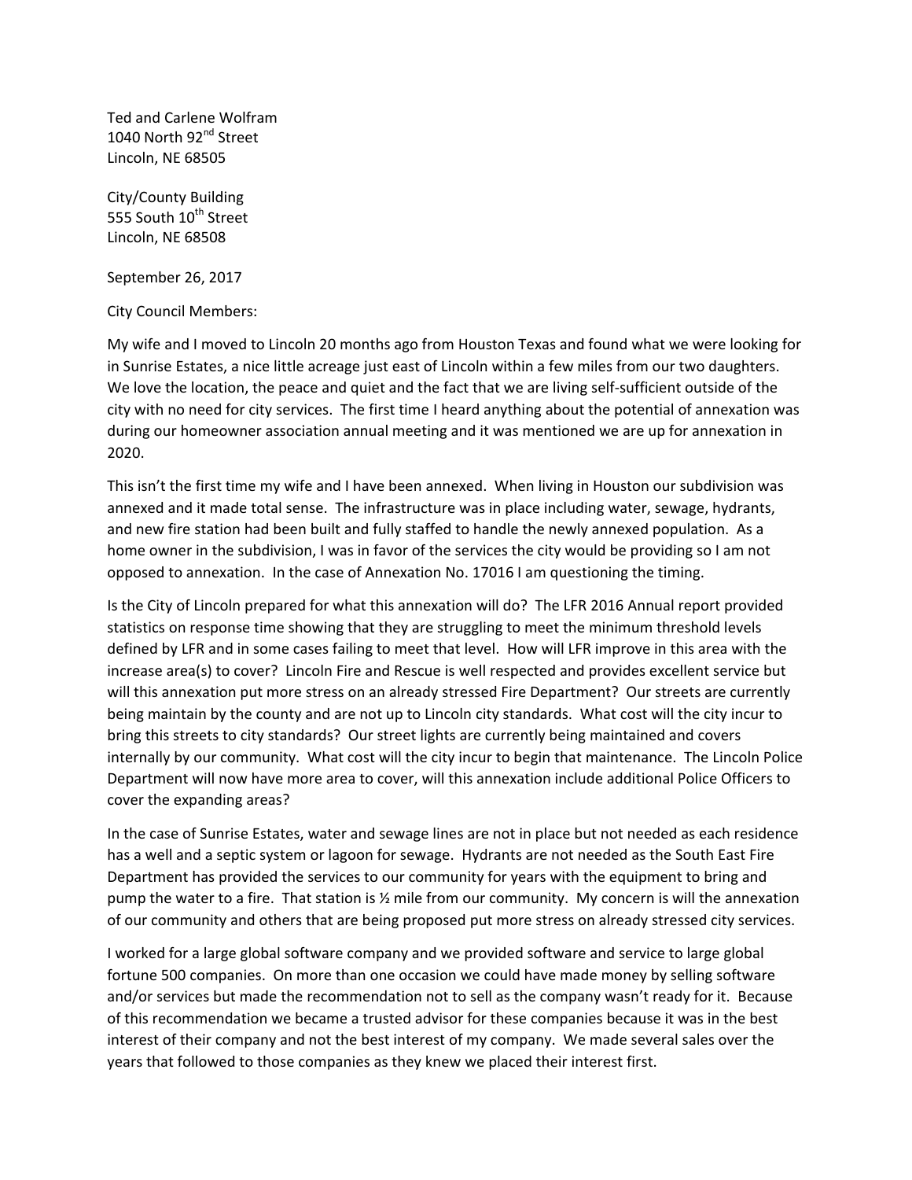Ted and Carlene Wolfram
1040 North 92nd Street
Lincoln, NE 68505

City/County Building
555 South 10th Street
Lincoln, NE 68508

September 26, 2017

City Council Members:

My wife and I moved to Lincoln 20 months ago from Houston Texas and found what we were looking for in Sunrise Estates, a nice little acreage just east of Lincoln within a few miles from our two daughters. We love the location, the peace and quiet and the fact that we are living self-sufficient outside of the city with no need for city services. The first time I heard anything about the potential of annexation was during our homeowner association annual meeting and it was mentioned we are up for annexation in 2020.

This isn't the first time my wife and I have been annexed. When living in Houston our subdivision was annexed and it made total sense. The infrastructure was in place including water, sewage, hydrants, and new fire station had been built and fully staffed to handle the newly annexed population. As a home owner in the subdivision, I was in favor of the services the city would be providing so I am not opposed to annexation. In the case of Annexation No. 17016 I am questioning the timing.

Is the City of Lincoln prepared for what this annexation will do? The LFR 2016 Annual report provided statistics on response time showing that they are struggling to meet the minimum threshold levels defined by LFR and in some cases failing to meet that level. How will LFR improve in this area with the increase area(s) to cover? Lincoln Fire and Rescue is well respected and provides excellent service but will this annexation put more stress on an already stressed Fire Department? Our streets are currently being maintain by the county and are not up to Lincoln city standards. What cost will the city incur to bring this streets to city standards? Our street lights are currently being maintained and covers internally by our community. What cost will the city incur to begin that maintenance. The Lincoln Police Department will now have more area to cover, will this annexation include additional Police Officers to cover the expanding areas?

In the case of Sunrise Estates, water and sewage lines are not in place but not needed as each residence has a well and a septic system or lagoon for sewage. Hydrants are not needed as the South East Fire Department has provided the services to our community for years with the equipment to bring and pump the water to a fire. That station is ½ mile from our community. My concern is will the annexation of our community and others that are being proposed put more stress on already stressed city services.

I worked for a large global software company and we provided software and service to large global fortune 500 companies. On more than one occasion we could have made money by selling software and/or services but made the recommendation not to sell as the company wasn't ready for it. Because of this recommendation we became a trusted advisor for these companies because it was in the best interest of their company and not the best interest of my company. We made several sales over the years that followed to those companies as they knew we placed their interest first.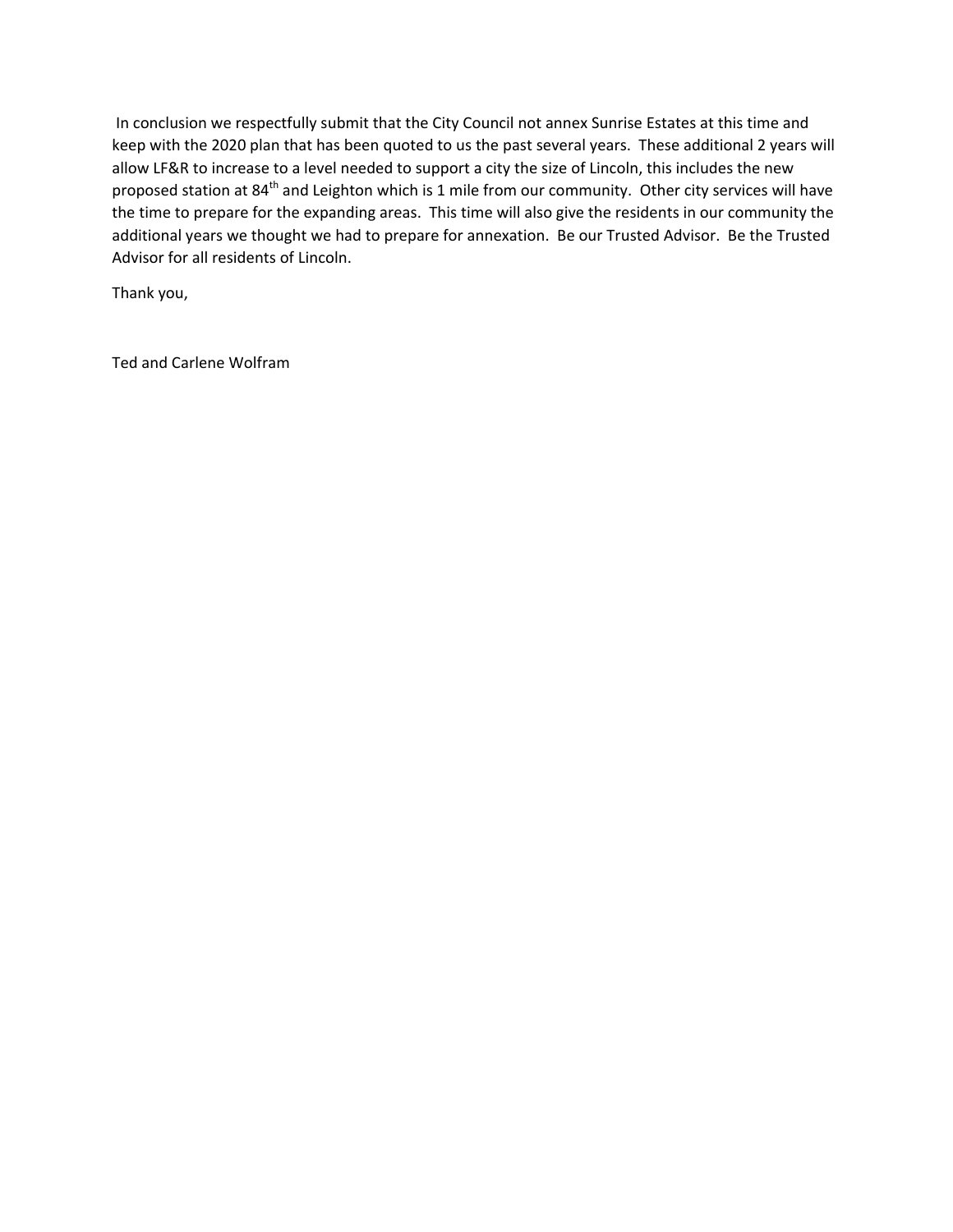In conclusion we respectfully submit that the City Council not annex Sunrise Estates at this time and keep with the 2020 plan that has been quoted to us the past several years. These additional 2 years will allow LF&R to increase to a level needed to support a city the size of Lincoln, this includes the new proposed station at 84th and Leighton which is 1 mile from our community. Other city services will have the time to prepare for the expanding areas. This time will also give the residents in our community the additional years we thought we had to prepare for annexation. Be our Trusted Advisor. Be the Trusted Advisor for all residents of Lincoln.

Thank you,

Ted and Carlene Wolfram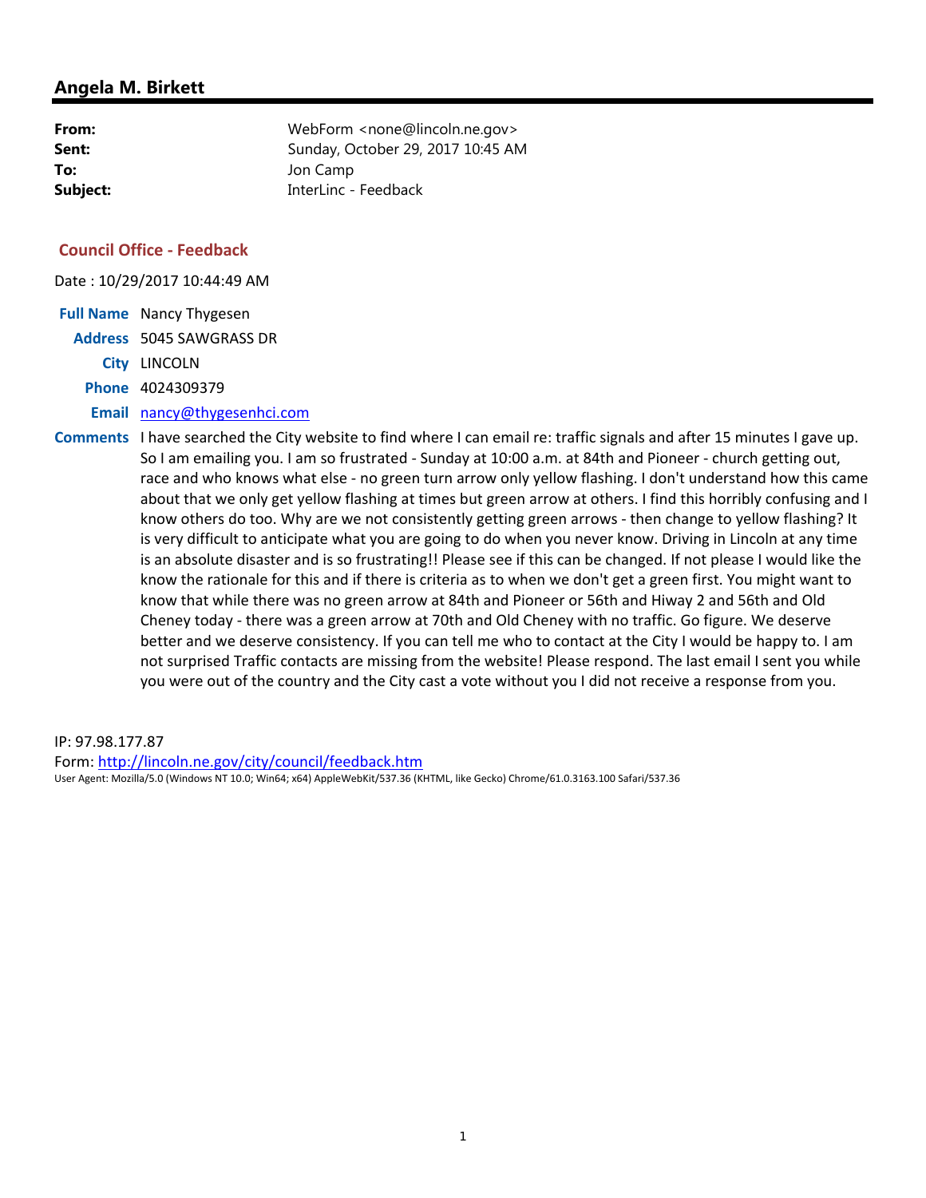## Angela M. Birkett

**From:** WebForm <none@lincoln.ne.gov>
**Sent:** Sunday, October 29, 2017 10:45 AM
**To:** Jon Camp
**Subject:** InterLinc - Feedback

### Council Office - Feedback

Date : 10/29/2017 10:44:49 AM

**Full Name** Nancy Thygesen
**Address** 5045 SAWGRASS DR
**City** LINCOLN
**Phone** 4024309379
**Email** nancy@thygesenhci.com
**Comments** I have searched the City website to find where I can email re: traffic signals and after 15 minutes I gave up. So I am emailing you. I am so frustrated - Sunday at 10:00 a.m. at 84th and Pioneer - church getting out, race and who knows what else - no green turn arrow only yellow flashing. I don't understand how this came about that we only get yellow flashing at times but green arrow at others. I find this horribly confusing and I know others do too. Why are we not consistently getting green arrows - then change to yellow flashing? It is very difficult to anticipate what you are going to do when you never know. Driving in Lincoln at any time is an absolute disaster and is so frustrating!! Please see if this can be changed. If not please I would like the know the rationale for this and if there is criteria as to when we don't get a green first. You might want to know that while there was no green arrow at 84th and Pioneer or 56th and Hiway 2 and 56th and Old Cheney today - there was a green arrow at 70th and Old Cheney with no traffic. Go figure. We deserve better and we deserve consistency. If you can tell me who to contact at the City I would be happy to. I am not surprised Traffic contacts are missing from the website! Please respond. The last email I sent you while you were out of the country and the City cast a vote without you I did not receive a response from you.

IP: 97.98.177.87
Form: http://lincoln.ne.gov/city/council/feedback.htm
User Agent: Mozilla/5.0 (Windows NT 10.0; Win64; x64) AppleWebKit/537.36 (KHTML, like Gecko) Chrome/61.0.3163.100 Safari/537.36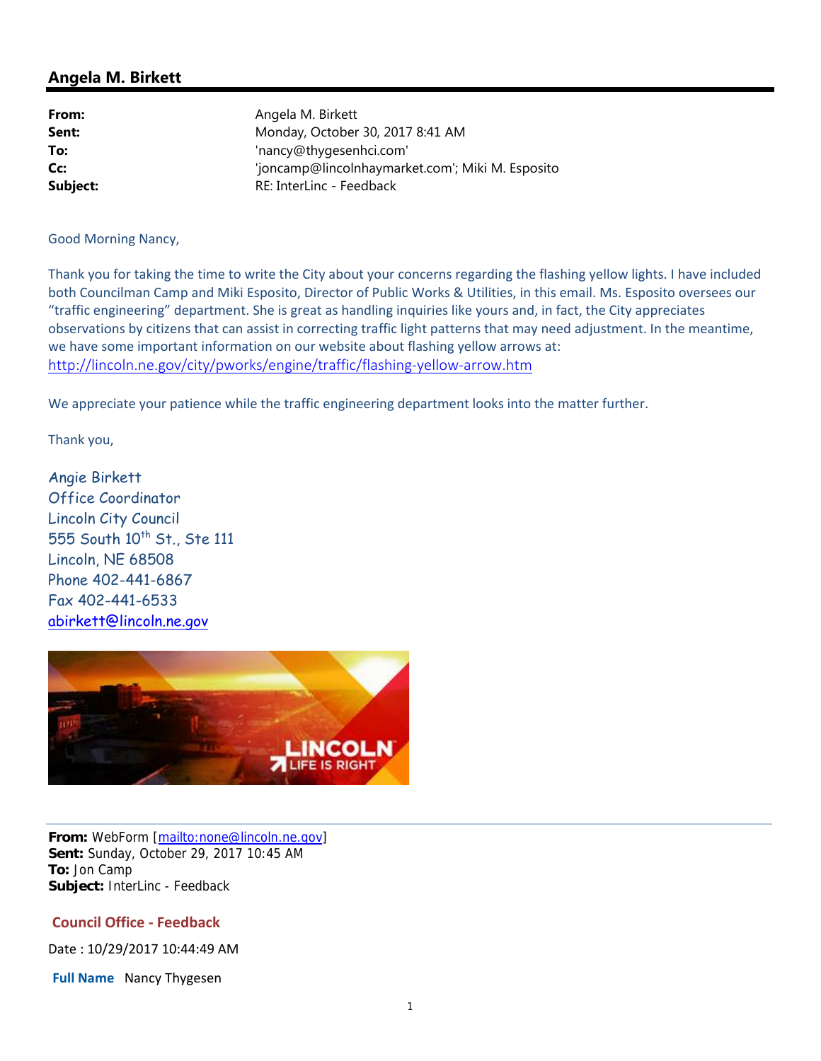## Angela M. Birkett

| | |
|---|---|
| **From:** | Angela M. Birkett |
| **Sent:** | Monday, October 30, 2017 8:41 AM |
| **To:** | 'nancy@thygesenhci.com' |
| **Cc:** | 'joncamp@lincolnhaymarket.com'; Miki M. Esposito |
| **Subject:** | RE: InterLinc - Feedback |

Good Morning Nancy,

Thank you for taking the time to write the City about your concerns regarding the flashing yellow lights. I have included both Councilman Camp and Miki Esposito, Director of Public Works & Utilities, in this email. Ms. Esposito oversees our "traffic engineering" department. She is great as handling inquiries like yours and, in fact, the City appreciates observations by citizens that can assist in correcting traffic light patterns that may need adjustment. In the meantime, we have some important information on our website about flashing yellow arrows at:
http://lincoln.ne.gov/city/pworks/engine/traffic/flashing-yellow-arrow.htm

We appreciate your patience while the traffic engineering department looks into the matter further.

Thank you,

Angie Birkett
Office Coordinator
Lincoln City Council
555 South 10th St., Ste 111
Lincoln, NE 68508
Phone 402-441-6867
Fax 402-441-6533
abirkett@lincoln.ne.gov

LINCOLN
LIFE IS RIGHT

---

**From:** WebForm [mailto:none@lincoln.ne.gov]
**Sent:** Sunday, October 29, 2017 10:45 AM
**To:** Jon Camp
**Subject:** InterLinc - Feedback

**Council Office - Feedback**

Date : 10/29/2017 10:44:49 AM

**Full Name** Nancy Thygesen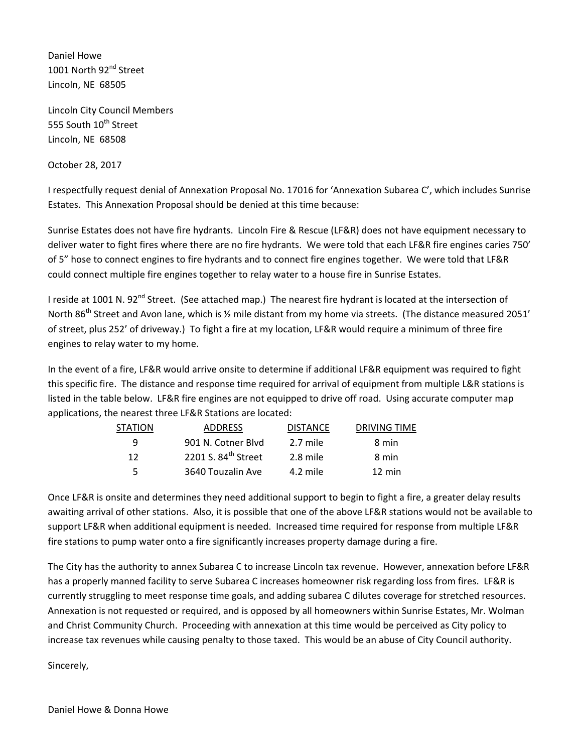Daniel Howe
1001 North 92nd Street
Lincoln, NE 68505

Lincoln City Council Members
555 South 10th Street
Lincoln, NE 68508

October 28, 2017

I respectfully request denial of Annexation Proposal No. 17016 for 'Annexation Subarea C', which includes Sunrise Estates. This Annexation Proposal should be denied at this time because:

Sunrise Estates does not have fire hydrants. Lincoln Fire & Rescue (LF&R) does not have equipment necessary to deliver water to fight fires where there are no fire hydrants. We were told that each LF&R fire engines caries 750' of 5" hose to connect engines to fire hydrants and to connect fire engines together. We were told that LF&R could connect multiple fire engines together to relay water to a house fire in Sunrise Estates.

I reside at 1001 N. 92nd Street. (See attached map.) The nearest fire hydrant is located at the intersection of North 86th Street and Avon lane, which is ½ mile distant from my home via streets. (The distance measured 2051' of street, plus 252' of driveway.) To fight a fire at my location, LF&R would require a minimum of three fire engines to relay water to my home.

In the event of a fire, LF&R would arrive onsite to determine if additional LF&R equipment was required to fight this specific fire. The distance and response time required for arrival of equipment from multiple L&R stations is listed in the table below. LF&R fire engines are not equipped to drive off road. Using accurate computer map applications, the nearest three LF&R Stations are located:

| STATION | ADDRESS | DISTANCE | DRIVING TIME |
|---|---|---|---|
| 9 | 901 N. Cotner Blvd | 2.7 mile | 8 min |
| 12 | 2201 S. 84th Street | 2.8 mile | 8 min |
| 5 | 3640 Touzalin Ave | 4.2 mile | 12 min |

Once LF&R is onsite and determines they need additional support to begin to fight a fire, a greater delay results awaiting arrival of other stations. Also, it is possible that one of the above LF&R stations would not be available to support LF&R when additional equipment is needed. Increased time required for response from multiple LF&R fire stations to pump water onto a fire significantly increases property damage during a fire.

The City has the authority to annex Subarea C to increase Lincoln tax revenue. However, annexation before LF&R has a properly manned facility to serve Subarea C increases homeowner risk regarding loss from fires. LF&R is currently struggling to meet response time goals, and adding subarea C dilutes coverage for stretched resources. Annexation is not requested or required, and is opposed by all homeowners within Sunrise Estates, Mr. Wolman and Christ Community Church. Proceeding with annexation at this time would be perceived as City policy to increase tax revenues while causing penalty to those taxed. This would be an abuse of City Council authority.

Sincerely,

Daniel Howe & Donna Howe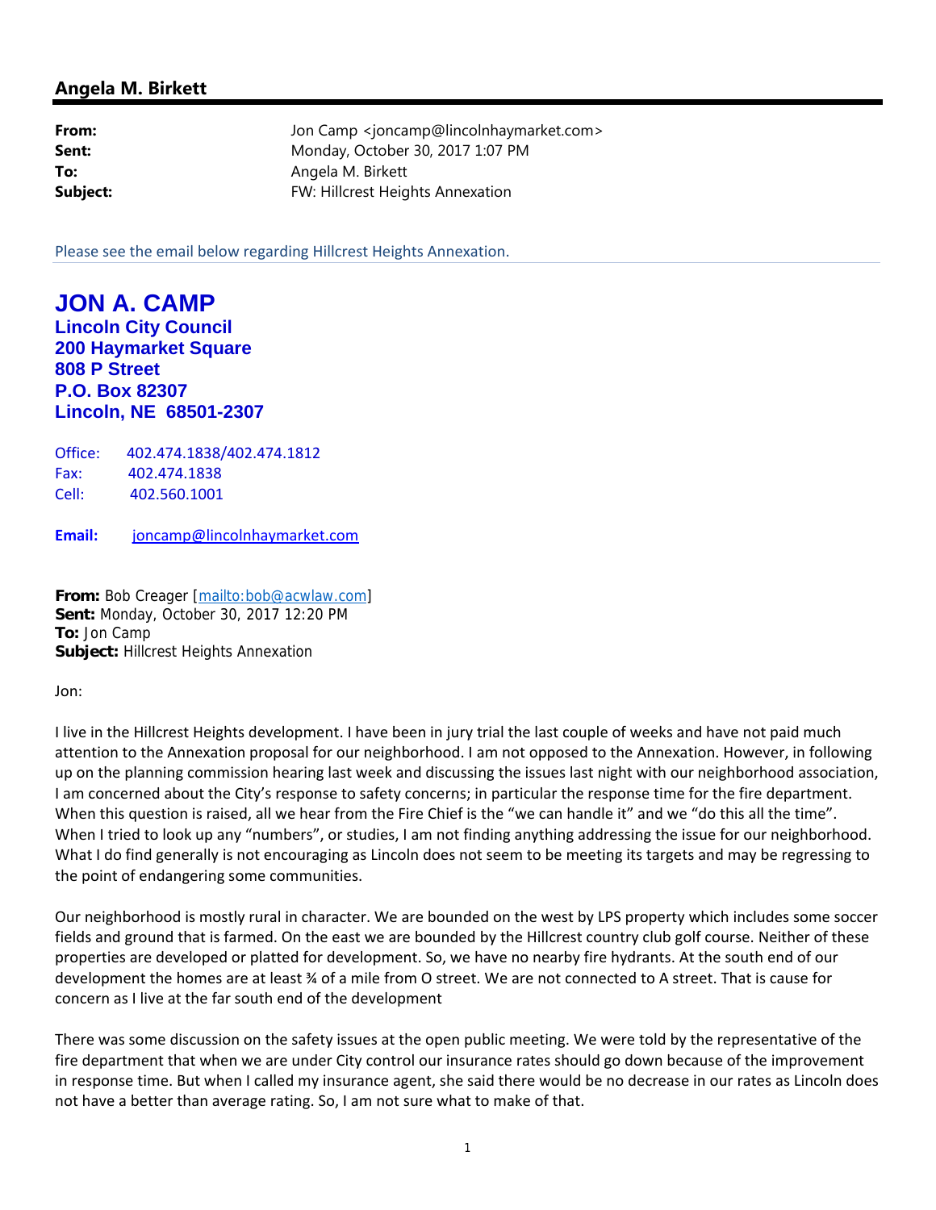## Angela M. Birkett

| | |
|---|---|
| **From:** | Jon Camp <joncamp@lincolnhaymarket.com> |
| **Sent:** | Monday, October 30, 2017 1:07 PM |
| **To:** | Angela M. Birkett |
| **Subject:** | FW: Hillcrest Heights Annexation |

Please see the email below regarding Hillcrest Heights Annexation.

**JON A. CAMP**
**Lincoln City Council**
**200 Haymarket Square**
**808 P Street**
**P.O. Box 82307**
**Lincoln, NE 68501-2307**

Office: 402.474.1838/402.474.1812
Fax: 402.474.1838
Cell: 402.560.1001

**Email:** joncamp@lincolnhaymarket.com

**From:** Bob Creager [mailto:bob@acwlaw.com]
**Sent:** Monday, October 30, 2017 12:20 PM
**To:** Jon Camp
**Subject:** Hillcrest Heights Annexation

Jon:

I live in the Hillcrest Heights development. I have been in jury trial the last couple of weeks and have not paid much attention to the Annexation proposal for our neighborhood. I am not opposed to the Annexation. However, in following up on the planning commission hearing last week and discussing the issues last night with our neighborhood association, I am concerned about the City's response to safety concerns; in particular the response time for the fire department. When this question is raised, all we hear from the Fire Chief is the "we can handle it" and we "do this all the time". When I tried to look up any "numbers", or studies, I am not finding anything addressing the issue for our neighborhood. What I do find generally is not encouraging as Lincoln does not seem to be meeting its targets and may be regressing to the point of endangering some communities.

Our neighborhood is mostly rural in character. We are bounded on the west by LPS property which includes some soccer fields and ground that is farmed. On the east we are bounded by the Hillcrest country club golf course. Neither of these properties are developed or platted for development. So, we have no nearby fire hydrants. At the south end of our development the homes are at least ¾ of a mile from O street. We are not connected to A street. That is cause for concern as I live at the far south end of the development

There was some discussion on the safety issues at the open public meeting. We were told by the representative of the fire department that when we are under City control our insurance rates should go down because of the improvement in response time. But when I called my insurance agent, she said there would be no decrease in our rates as Lincoln does not have a better than average rating. So, I am not sure what to make of that.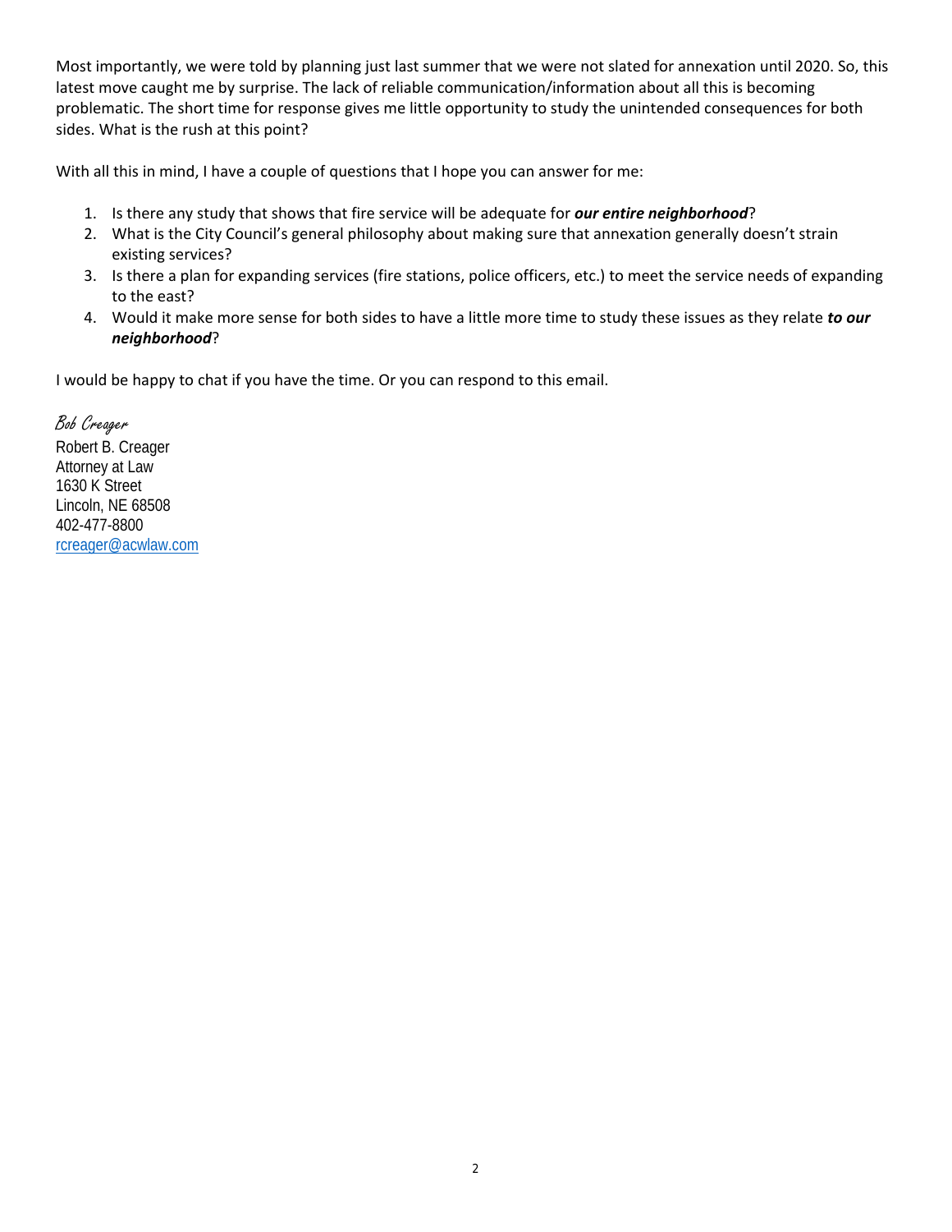Most importantly, we were told by planning just last summer that we were not slated for annexation until 2020. So, this latest move caught me by surprise. The lack of reliable communication/information about all this is becoming problematic. The short time for response gives me little opportunity to study the unintended consequences for both sides. What is the rush at this point?

With all this in mind, I have a couple of questions that I hope you can answer for me:

1. Is there any study that shows that fire service will be adequate for ***our entire neighborhood***?
2. What is the City Council's general philosophy about making sure that annexation generally doesn't strain existing services?
3. Is there a plan for expanding services (fire stations, police officers, etc.) to meet the service needs of expanding to the east?
4. Would it make more sense for both sides to have a little more time to study these issues as they relate ***to our neighborhood***?

I would be happy to chat if you have the time. Or you can respond to this email.

*Bob Creager*

Robert B. Creager
Attorney at Law
1630 K Street
Lincoln, NE 68508
402-477-8800
rcreager@acwlaw.com